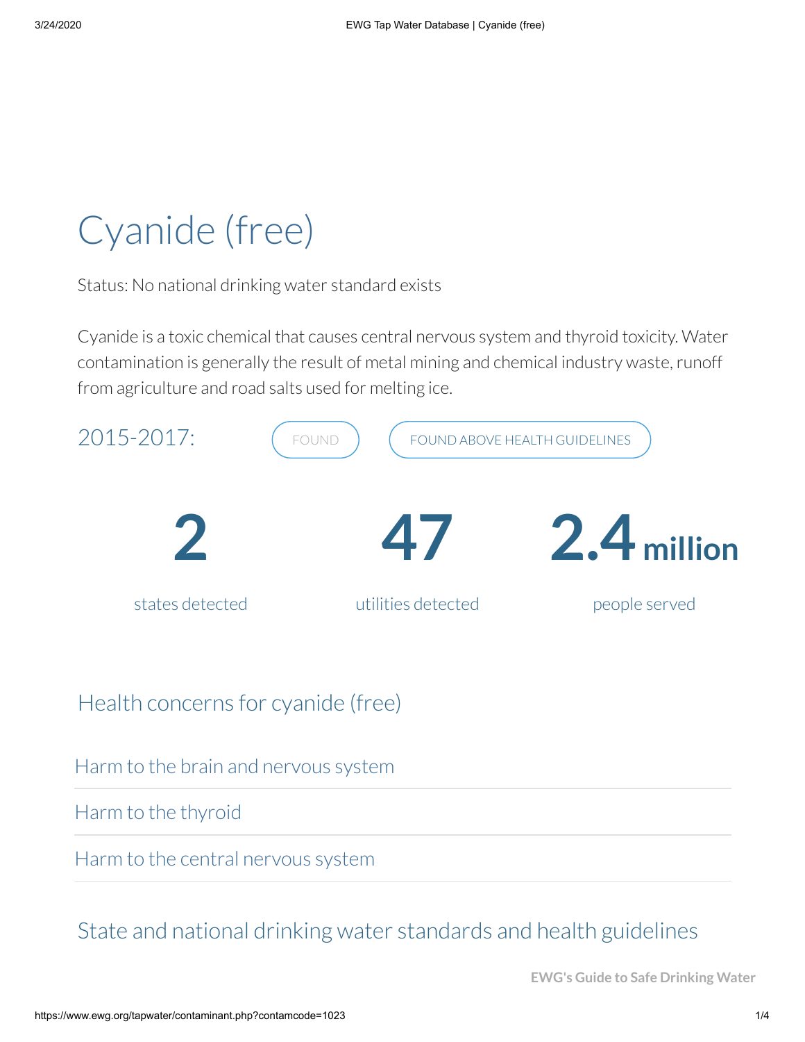# Cyanide (free)

Status: No national drinking water standard exists

Cyanide is a toxic chemical that causes central nervous system and thyroid toxicity. Water contamination is generally the result of metal mining and chemical industry waste, runoff from agriculture and road salts used for melting ice.

2015-2017: FOUND | FOUND ABOVE HEALTH GUIDELINES

**2**
states detected

**47**
utilities detected

**2.4 million**
people served

## Health concerns for cyanide (free)

Harm to the brain and nervous system

Harm to the thyroid

Harm to the central nervous system

## State and national drinking water standards and health guidelines

**EWG's Guide to Safe Drinking Water**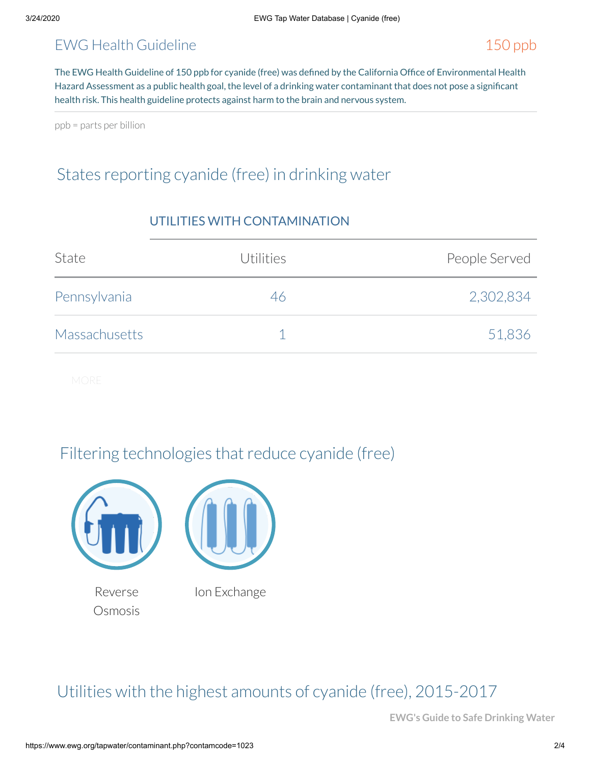## EWG Health Guideline

150 ppb

The EWG Health Guideline of 150 ppb for cyanide (free) was defined by the California Office of Environmental Health Hazard Assessment as a public health goal, the level of a drinking water contaminant that does not pose a significant health risk. This health guideline protects against harm to the brain and nervous system.

ppb = parts per billion

## States reporting cyanide (free) in drinking water

| | UTILITIES WITH CONTAMINATION | |
|---|---|---|
| State | Utilities | People Served |
| Pennsylvania | 46 | 2,302,834 |
| Massachusetts | 1 | 51,836 |

MORE

## Filtering technologies that reduce cyanide (free)

Reverse Osmosis

Ion Exchange

## Utilities with the highest amounts of cyanide (free), 2015-2017

**EWG's Guide to Safe Drinking Water**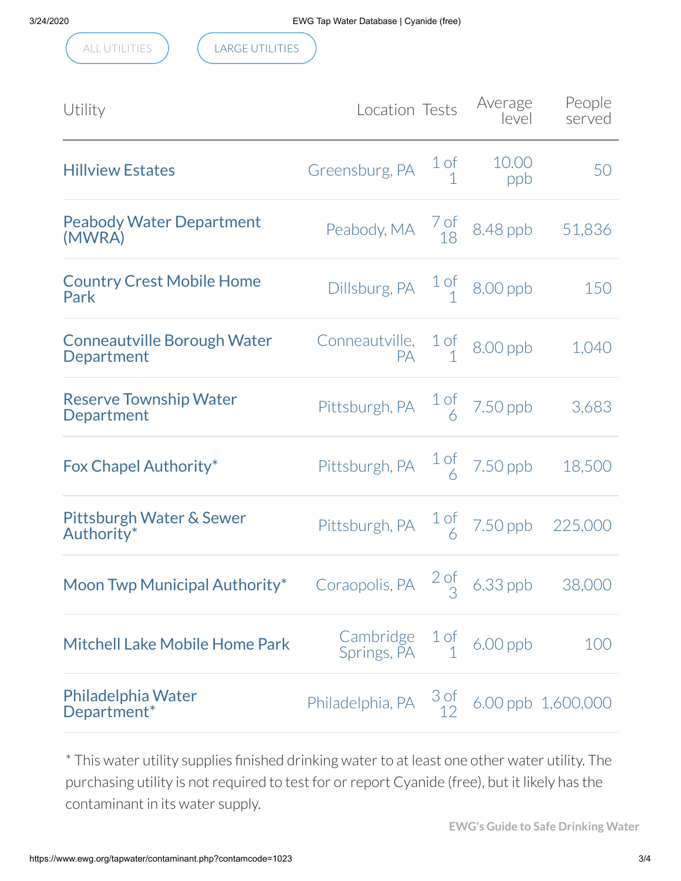ALL UTILITIES    LARGE UTILITIES

| Utility | Location | Tests | Average level | People served |
| --- | --- | --- | --- | --- |
| Hillview Estates | Greensburg, PA | 1 of 1 | 10.00 ppb | 50 |
| Peabody Water Department (MWRA) | Peabody, MA | 7 of 18 | 8.48 ppb | 51,836 |
| Country Crest Mobile Home Park | Dillsburg, PA | 1 of 1 | 8.00 ppb | 150 |
| Conneautville Borough Water Department | Conneautville, PA | 1 of 1 | 8.00 ppb | 1,040 |
| Reserve Township Water Department | Pittsburgh, PA | 1 of 6 | 7.50 ppb | 3,683 |
| Fox Chapel Authority* | Pittsburgh, PA | 1 of 6 | 7.50 ppb | 18,500 |
| Pittsburgh Water & Sewer Authority* | Pittsburgh, PA | 1 of 6 | 7.50 ppb | 225,000 |
| Moon Twp Municipal Authority* | Coraopolis, PA | 2 of 3 | 6.33 ppb | 38,000 |
| Mitchell Lake Mobile Home Park | Cambridge Springs, PA | 1 of 1 | 6.00 ppb | 100 |
| Philadelphia Water Department* | Philadelphia, PA | 3 of 12 | 6.00 ppb | 1,600,000 |

* This water utility supplies finished drinking water to at least one other water utility. The purchasing utility is not required to test for or report Cyanide (free), but it likely has the contaminant in its water supply.

**EWG's Guide to Safe Drinking Water**